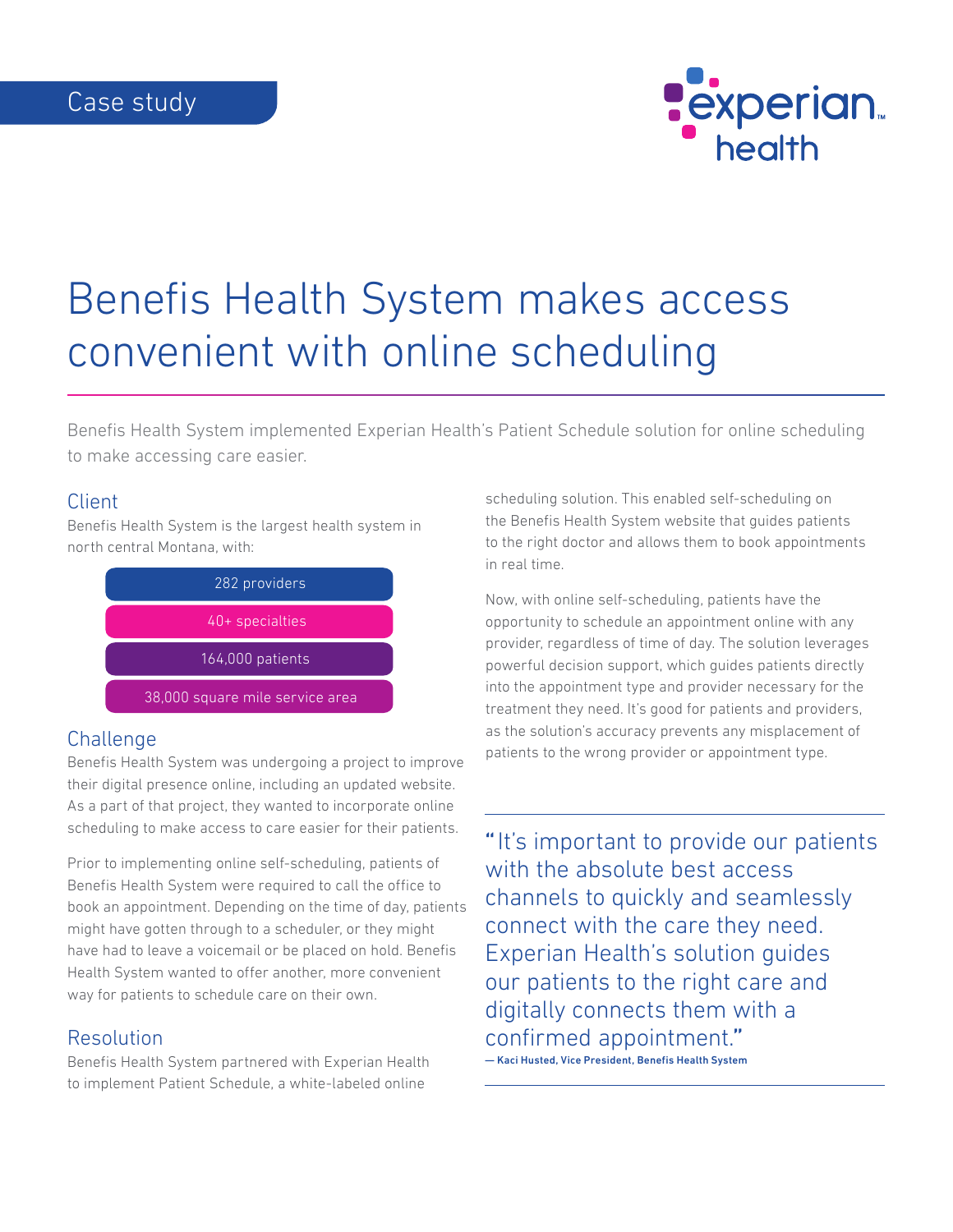Case study

experian health

# Benefis Health System makes access convenient with online scheduling

Benefis Health System implemented Experian Health's Patient Schedule solution for online scheduling to make accessing care easier.

## Client

Benefis Health System is the largest health system in north central Montana, with:

- 282 providers
- 40+ specialties
- 164,000 patients
- 38,000 square mile service area

## Challenge

Benefis Health System was undergoing a project to improve their digital presence online, including an updated website. As a part of that project, they wanted to incorporate online scheduling to make access to care easier for their patients.

Prior to implementing online self-scheduling, patients of Benefis Health System were required to call the office to book an appointment. Depending on the time of day, patients might have gotten through to a scheduler, or they might have had to leave a voicemail or be placed on hold. Benefis Health System wanted to offer another, more convenient way for patients to schedule care on their own.

## Resolution

Benefis Health System partnered with Experian Health to implement Patient Schedule, a white-labeled online scheduling solution. This enabled self-scheduling on the Benefis Health System website that guides patients to the right doctor and allows them to book appointments in real time.

Now, with online self-scheduling, patients have the opportunity to schedule an appointment online with any provider, regardless of time of day. The solution leverages powerful decision support, which guides patients directly into the appointment type and provider necessary for the treatment they need. It's good for patients and providers, as the solution's accuracy prevents any misplacement of patients to the wrong provider or appointment type.

> "It's important to provide our patients with the absolute best access channels to quickly and seamlessly connect with the care they need. Experian Health's solution guides our patients to the right care and digitally connects them with a confirmed appointment."
>
> **— Kaci Husted, Vice President, Benefis Health System**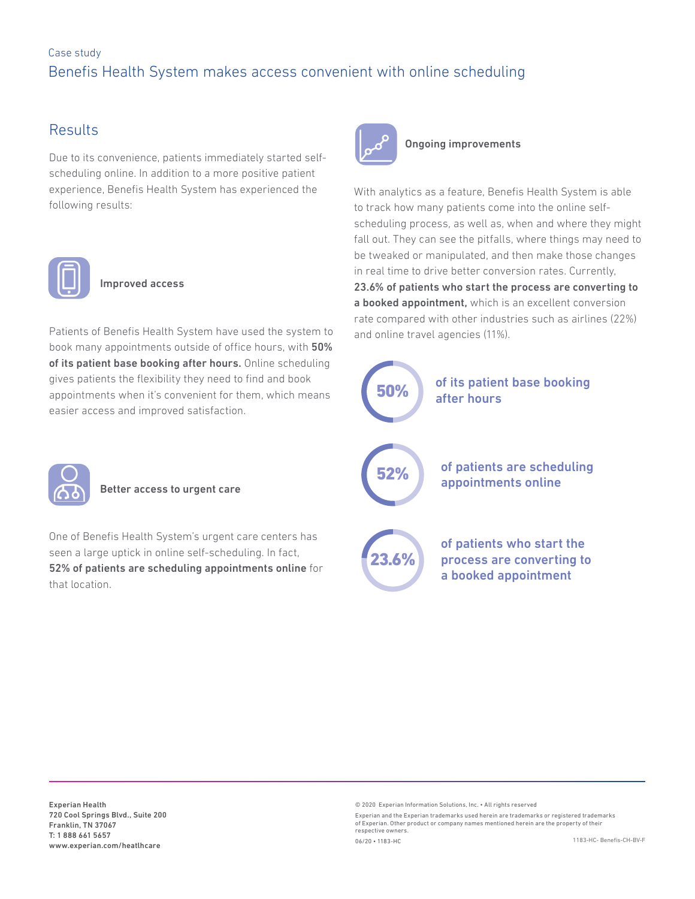Case study

# Benefis Health System makes access convenient with online scheduling

## Results

Due to its convenience, patients immediately started self-scheduling online. In addition to a more positive patient experience, Benefis Health System has experienced the following results:

### Improved access

Patients of Benefis Health System have used the system to book many appointments outside of office hours, with **50% of its patient base booking after hours.** Online scheduling gives patients the flexibility they need to find and book appointments when it's convenient for them, which means easier access and improved satisfaction.

### Better access to urgent care

One of Benefis Health System's urgent care centers has seen a large uptick in online self-scheduling. In fact, **52% of patients are scheduling appointments online** for that location.

### Ongoing improvements

With analytics as a feature, Benefis Health System is able to track how many patients come into the online self-scheduling process, as well as, when and where they might fall out. They can see the pitfalls, where things may need to be tweaked or manipulated, and then make those changes in real time to drive better conversion rates. Currently, **23.6% of patients who start the process are converting to a booked appointment,** which is an excellent conversion rate compared with other industries such as airlines (22%) and online travel agencies (11%).

**50%** of its patient base booking after hours

**52%** of patients are scheduling appointments online

**23.6%** of patients who start the process are converting to a booked appointment

---

**Experian Health**
**720 Cool Springs Blvd., Suite 200**
**Franklin, TN 37067**
**T: 1 888 661 5657**
**www.experian.com/heatlhcare**

© 2020 Experian Information Solutions, Inc. • All rights reserved

Experian and the Experian trademarks used herein are trademarks or registered trademarks of Experian. Other product or company names mentioned herein are the property of their respective owners.

06/20 • 1183-HC

1183-HC- Benefis-CH-BV-F